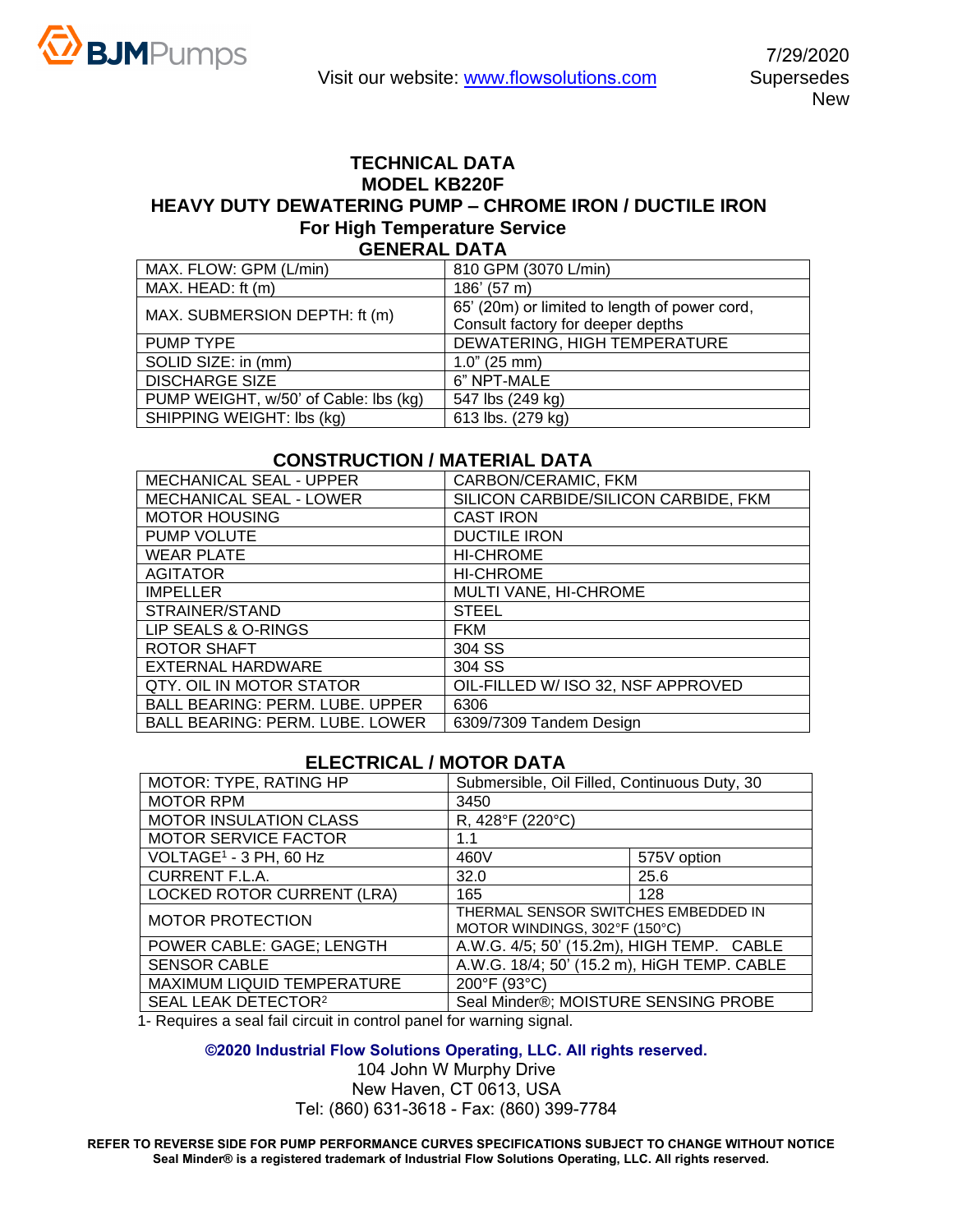BJMPumps

Visit our website: www.flowsolutions.com

7/29/2020
Supersedes
New

# TECHNICAL DATA
# MODEL KB220F
# HEAVY DUTY DEWATERING PUMP – CHROME IRON / DUCTILE IRON
## For High Temperature Service

## GENERAL DATA

| | |
|---|---|
| MAX. FLOW: GPM (L/min) | 810 GPM (3070 L/min) |
| MAX. HEAD: ft (m) | 186' (57 m) |
| MAX. SUBMERSION DEPTH: ft (m) | 65' (20m) or limited to length of power cord, Consult factory for deeper depths |
| PUMP TYPE | DEWATERING, HIGH TEMPERATURE |
| SOLID SIZE: in (mm) | 1.0" (25 mm) |
| DISCHARGE SIZE | 6" NPT-MALE |
| PUMP WEIGHT, w/50' of Cable: lbs (kg) | 547 lbs (249 kg) |
| SHIPPING WEIGHT: lbs (kg) | 613 lbs. (279 kg) |

## CONSTRUCTION / MATERIAL DATA

| | |
|---|---|
| MECHANICAL SEAL - UPPER | CARBON/CERAMIC, FKM |
| MECHANICAL SEAL - LOWER | SILICON CARBIDE/SILICON CARBIDE, FKM |
| MOTOR HOUSING | CAST IRON |
| PUMP VOLUTE | DUCTILE IRON |
| WEAR PLATE | HI-CHROME |
| AGITATOR | HI-CHROME |
| IMPELLER | MULTI VANE, HI-CHROME |
| STRAINER/STAND | STEEL |
| LIP SEALS & O-RINGS | FKM |
| ROTOR SHAFT | 304 SS |
| EXTERNAL HARDWARE | 304 SS |
| QTY. OIL IN MOTOR STATOR | OIL-FILLED W/ ISO 32, NSF APPROVED |
| BALL BEARING: PERM. LUBE. UPPER | 6306 |
| BALL BEARING: PERM. LUBE. LOWER | 6309/7309 Tandem Design |

## ELECTRICAL / MOTOR DATA

| | | |
|---|---|---|
| MOTOR: TYPE, RATING HP | Submersible, Oil Filled, Continuous Duty, 30 | |
| MOTOR RPM | 3450 | |
| MOTOR INSULATION CLASS | R, 428°F (220°C) | |
| MOTOR SERVICE FACTOR | 1.1 | |
| VOLTAGE[1] - 3 PH, 60 Hz | 460V | 575V option |
| CURRENT F.L.A. | 32.0 | 25.6 |
| LOCKED ROTOR CURRENT (LRA) | 165 | 128 |
| MOTOR PROTECTION | THERMAL SENSOR SWITCHES EMBEDDED IN MOTOR WINDINGS, 302°F (150°C) | |
| POWER CABLE: GAGE; LENGTH | A.W.G. 4/5; 50' (15.2m), HIGH TEMP. CABLE | |
| SENSOR CABLE | A.W.G. 18/4; 50' (15.2 m), HiGH TEMP. CABLE | |
| MAXIMUM LIQUID TEMPERATURE | 200°F (93°C) | |
| SEAL LEAK DETECTOR[2] | Seal Minder®; MOISTURE SENSING PROBE | |

1- Requires a seal fail circuit in control panel for warning signal.

**©2020 Industrial Flow Solutions Operating, LLC. All rights reserved.**
104 John W Murphy Drive
New Haven, CT 0613, USA
Tel: (860) 631-3618 - Fax: (860) 399-7784

**REFER TO REVERSE SIDE FOR PUMP PERFORMANCE CURVES SPECIFICATIONS SUBJECT TO CHANGE WITHOUT NOTICE**
**Seal Minder® is a registered trademark of Industrial Flow Solutions Operating, LLC. All rights reserved.**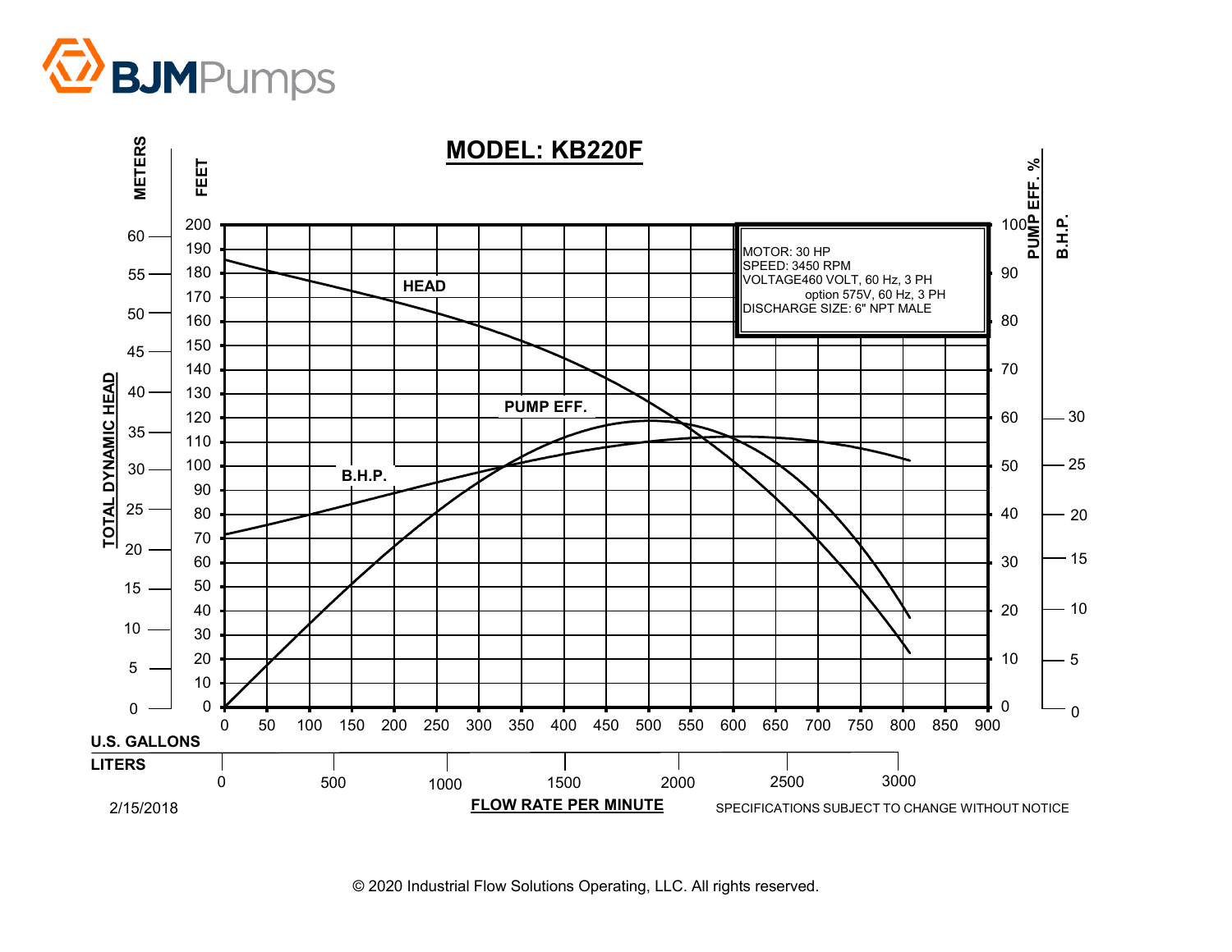BJMPumps

# MODEL: KB220F

METERS

FEET

TOTAL DYNAMIC HEAD

PUMP EFF. %

B.H.P.

MOTOR: 30 HP
SPEED: 3450 RPM
VOLTAGE460 VOLT, 60 Hz, 3 PH
option 575V, 60 Hz, 3 PH
DISCHARGE SIZE: 6" NPT MALE

HEAD

PUMP EFF.

B.H.P.

0 5 10 15 20 25 30 35 40 45 50 55 60

0 10 20 30 40 50 60 70 80 90 100 110 120 130 140 150 160 170 180 190 200

0 10 20 30 40 50 60 70 80 90 100

0 5 10 15 20 25 30

U.S. GALLONS 0 50 100 150 200 250 300 350 400 450 500 550 600 650 700 750 800 850 900

LITERS 0 500 1000 1500 2000 2500 3000

FLOW RATE PER MINUTE

2/15/2018

SPECIFICATIONS SUBJECT TO CHANGE WITHOUT NOTICE

© 2020 Industrial Flow Solutions Operating, LLC. All rights reserved.